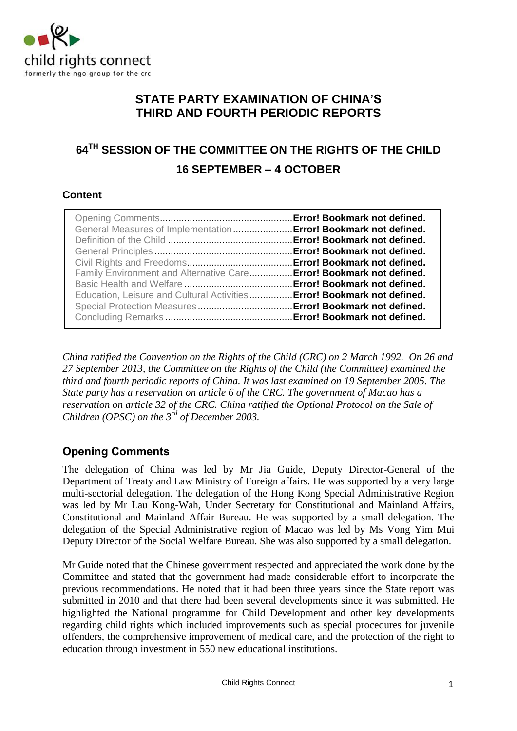# STATE PARTY EXAMINATION OF CHINA'S THIRD AND FOURTH PERIODIC REPORTS

## 64[TH] SESSION OF THE COMMITTEE ON THE RIGHTS OF THE CHILD

## 16 SEPTEMBER – 4 OCTOBER

**Content**

| | |
|---|---|
| Opening Comments | **Error! Bookmark not defined.** |
| General Measures of Implementation | **Error! Bookmark not defined.** |
| Definition of the Child | **Error! Bookmark not defined.** |
| General Principles | **Error! Bookmark not defined.** |
| Civil Rights and Freedoms | **Error! Bookmark not defined.** |
| Family Environment and Alternative Care | **Error! Bookmark not defined.** |
| Basic Health and Welfare | **Error! Bookmark not defined.** |
| Education, Leisure and Cultural Activities | **Error! Bookmark not defined.** |
| Special Protection Measures | **Error! Bookmark not defined.** |
| Concluding Remarks | **Error! Bookmark not defined.** |

*China ratified the Convention on the Rights of the Child (CRC) on 2 March 1992. On 26 and 27 September 2013, the Committee on the Rights of the Child (the Committee) examined the third and fourth periodic reports of China. It was last examined on 19 September 2005. The State party has a reservation on article 6 of the CRC. The government of Macao has a reservation on article 32 of the CRC. China ratified the Optional Protocol on the Sale of Children (OPSC) on the 3rd of December 2003.*

## Opening Comments

The delegation of China was led by Mr Jia Guide, Deputy Director-General of the Department of Treaty and Law Ministry of Foreign affairs. He was supported by a very large multi-sectorial delegation. The delegation of the Hong Kong Special Administrative Region was led by Mr Lau Kong-Wah, Under Secretary for Constitutional and Mainland Affairs, Constitutional and Mainland Affair Bureau. He was supported by a small delegation. The delegation of the Special Administrative region of Macao was led by Ms Vong Yim Mui Deputy Director of the Social Welfare Bureau. She was also supported by a small delegation.

Mr Guide noted that the Chinese government respected and appreciated the work done by the Committee and stated that the government had made considerable effort to incorporate the previous recommendations. He noted that it had been three years since the State report was submitted in 2010 and that there had been several developments since it was submitted. He highlighted the National programme for Child Development and other key developments regarding child rights which included improvements such as special procedures for juvenile offenders, the comprehensive improvement of medical care, and the protection of the right to education through investment in 550 new educational institutions.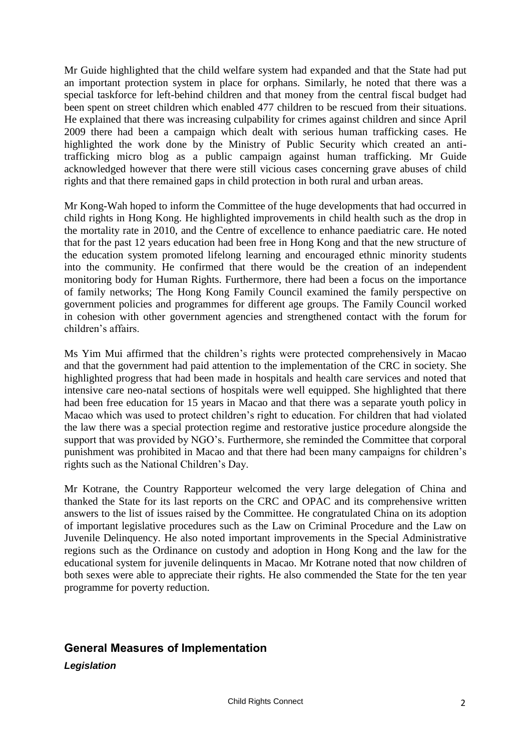Mr Guide highlighted that the child welfare system had expanded and that the State had put an important protection system in place for orphans. Similarly, he noted that there was a special taskforce for left-behind children and that money from the central fiscal budget had been spent on street children which enabled 477 children to be rescued from their situations. He explained that there was increasing culpability for crimes against children and since April 2009 there had been a campaign which dealt with serious human trafficking cases. He highlighted the work done by the Ministry of Public Security which created an anti-trafficking micro blog as a public campaign against human trafficking. Mr Guide acknowledged however that there were still vicious cases concerning grave abuses of child rights and that there remained gaps in child protection in both rural and urban areas.

Mr Kong-Wah hoped to inform the Committee of the huge developments that had occurred in child rights in Hong Kong. He highlighted improvements in child health such as the drop in the mortality rate in 2010, and the Centre of excellence to enhance paediatric care. He noted that for the past 12 years education had been free in Hong Kong and that the new structure of the education system promoted lifelong learning and encouraged ethnic minority students into the community. He confirmed that there would be the creation of an independent monitoring body for Human Rights. Furthermore, there had been a focus on the importance of family networks; The Hong Kong Family Council examined the family perspective on government policies and programmes for different age groups. The Family Council worked in cohesion with other government agencies and strengthened contact with the forum for children's affairs.

Ms Yim Mui affirmed that the children's rights were protected comprehensively in Macao and that the government had paid attention to the implementation of the CRC in society. She highlighted progress that had been made in hospitals and health care services and noted that intensive care neo-natal sections of hospitals were well equipped. She highlighted that there had been free education for 15 years in Macao and that there was a separate youth policy in Macao which was used to protect children's right to education. For children that had violated the law there was a special protection regime and restorative justice procedure alongside the support that was provided by NGO's. Furthermore, she reminded the Committee that corporal punishment was prohibited in Macao and that there had been many campaigns for children's rights such as the National Children's Day.

Mr Kotrane, the Country Rapporteur welcomed the very large delegation of China and thanked the State for its last reports on the CRC and OPAC and its comprehensive written answers to the list of issues raised by the Committee. He congratulated China on its adoption of important legislative procedures such as the Law on Criminal Procedure and the Law on Juvenile Delinquency. He also noted important improvements in the Special Administrative regions such as the Ordinance on custody and adoption in Hong Kong and the law for the educational system for juvenile delinquents in Macao. Mr Kotrane noted that now children of both sexes were able to appreciate their rights. He also commended the State for the ten year programme for poverty reduction.

## General Measures of Implementation

### *Legislation*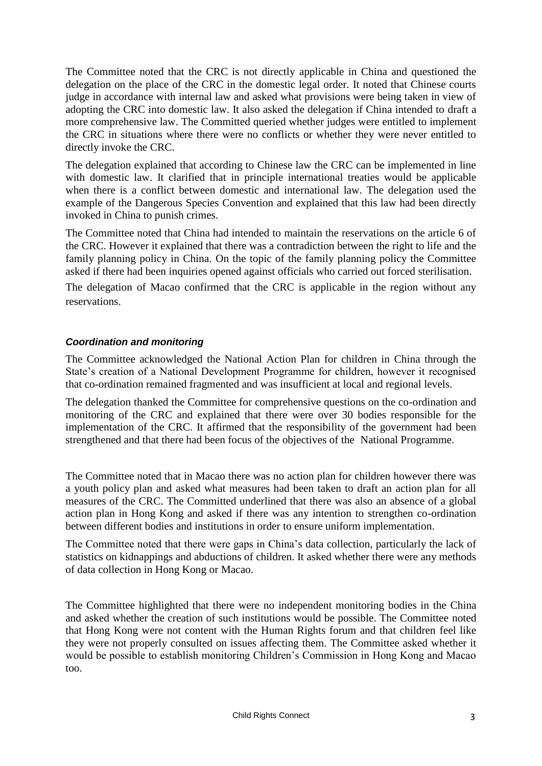The Committee noted that the CRC is not directly applicable in China and questioned the delegation on the place of the CRC in the domestic legal order. It noted that Chinese courts judge in accordance with internal law and asked what provisions were being taken in view of adopting the CRC into domestic law. It also asked the delegation if China intended to draft a more comprehensive law. The Committed queried whether judges were entitled to implement the CRC in situations where there were no conflicts or whether they were never entitled to directly invoke the CRC.

The delegation explained that according to Chinese law the CRC can be implemented in line with domestic law. It clarified that in principle international treaties would be applicable when there is a conflict between domestic and international law. The delegation used the example of the Dangerous Species Convention and explained that this law had been directly invoked in China to punish crimes.

The Committee noted that China had intended to maintain the reservations on the article 6 of the CRC. However it explained that there was a contradiction between the right to life and the family planning policy in China. On the topic of the family planning policy the Committee asked if there had been inquiries opened against officials who carried out forced sterilisation.

The delegation of Macao confirmed that the CRC is applicable in the region without any reservations.

### *Coordination and monitoring*

The Committee acknowledged the National Action Plan for children in China through the State's creation of a National Development Programme for children, however it recognised that co-ordination remained fragmented and was insufficient at local and regional levels.

The delegation thanked the Committee for comprehensive questions on the co-ordination and monitoring of the CRC and explained that there were over 30 bodies responsible for the implementation of the CRC. It affirmed that the responsibility of the government had been strengthened and that there had been focus of the objectives of the National Programme.

The Committee noted that in Macao there was no action plan for children however there was a youth policy plan and asked what measures had been taken to draft an action plan for all measures of the CRC. The Committed underlined that there was also an absence of a global action plan in Hong Kong and asked if there was any intention to strengthen co-ordination between different bodies and institutions in order to ensure uniform implementation.

The Committee noted that there were gaps in China's data collection, particularly the lack of statistics on kidnappings and abductions of children. It asked whether there were any methods of data collection in Hong Kong or Macao.

The Committee highlighted that there were no independent monitoring bodies in the China and asked whether the creation of such institutions would be possible. The Committee noted that Hong Kong were not content with the Human Rights forum and that children feel like they were not properly consulted on issues affecting them. The Committee asked whether it would be possible to establish monitoring Children's Commission in Hong Kong and Macao too.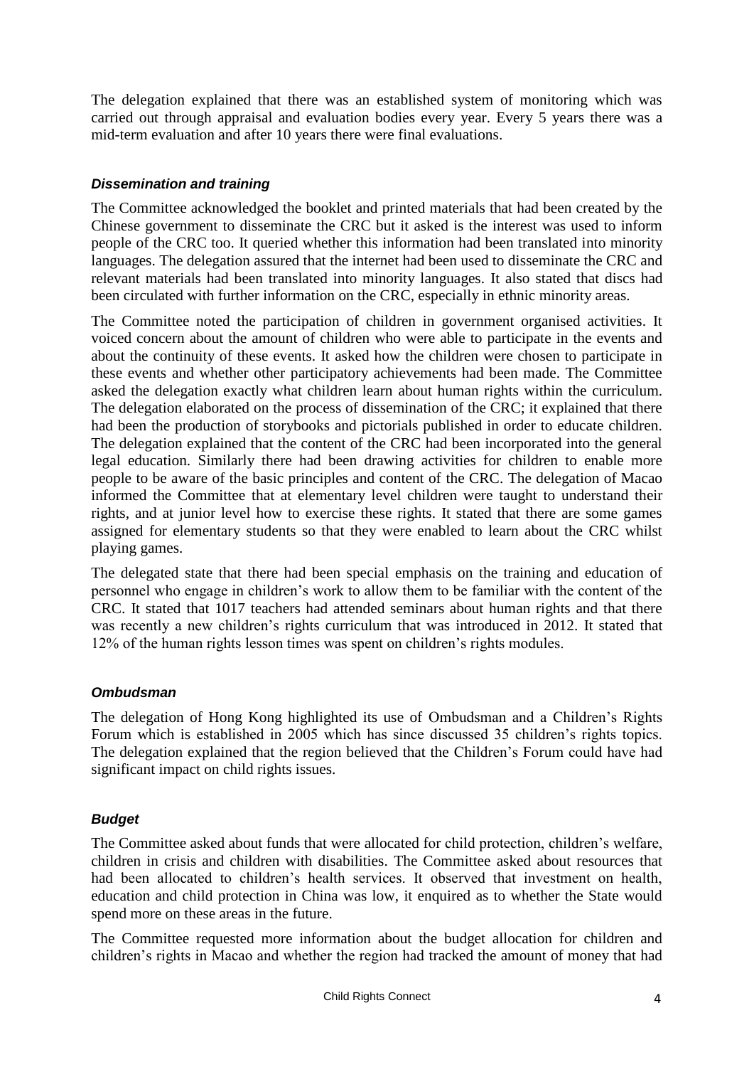The delegation explained that there was an established system of monitoring which was carried out through appraisal and evaluation bodies every year. Every 5 years there was a mid-term evaluation and after 10 years there were final evaluations.

### *Dissemination and training*

The Committee acknowledged the booklet and printed materials that had been created by the Chinese government to disseminate the CRC but it asked is the interest was used to inform people of the CRC too. It queried whether this information had been translated into minority languages. The delegation assured that the internet had been used to disseminate the CRC and relevant materials had been translated into minority languages. It also stated that discs had been circulated with further information on the CRC, especially in ethnic minority areas.

The Committee noted the participation of children in government organised activities. It voiced concern about the amount of children who were able to participate in the events and about the continuity of these events. It asked how the children were chosen to participate in these events and whether other participatory achievements had been made. The Committee asked the delegation exactly what children learn about human rights within the curriculum. The delegation elaborated on the process of dissemination of the CRC; it explained that there had been the production of storybooks and pictorials published in order to educate children. The delegation explained that the content of the CRC had been incorporated into the general legal education. Similarly there had been drawing activities for children to enable more people to be aware of the basic principles and content of the CRC. The delegation of Macao informed the Committee that at elementary level children were taught to understand their rights, and at junior level how to exercise these rights. It stated that there are some games assigned for elementary students so that they were enabled to learn about the CRC whilst playing games.

The delegated state that there had been special emphasis on the training and education of personnel who engage in children's work to allow them to be familiar with the content of the CRC. It stated that 1017 teachers had attended seminars about human rights and that there was recently a new children's rights curriculum that was introduced in 2012. It stated that 12% of the human rights lesson times was spent on children's rights modules.

### *Ombudsman*

The delegation of Hong Kong highlighted its use of Ombudsman and a Children's Rights Forum which is established in 2005 which has since discussed 35 children's rights topics. The delegation explained that the region believed that the Children's Forum could have had significant impact on child rights issues.

### *Budget*

The Committee asked about funds that were allocated for child protection, children's welfare, children in crisis and children with disabilities. The Committee asked about resources that had been allocated to children's health services. It observed that investment on health, education and child protection in China was low, it enquired as to whether the State would spend more on these areas in the future.

The Committee requested more information about the budget allocation for children and children's rights in Macao and whether the region had tracked the amount of money that had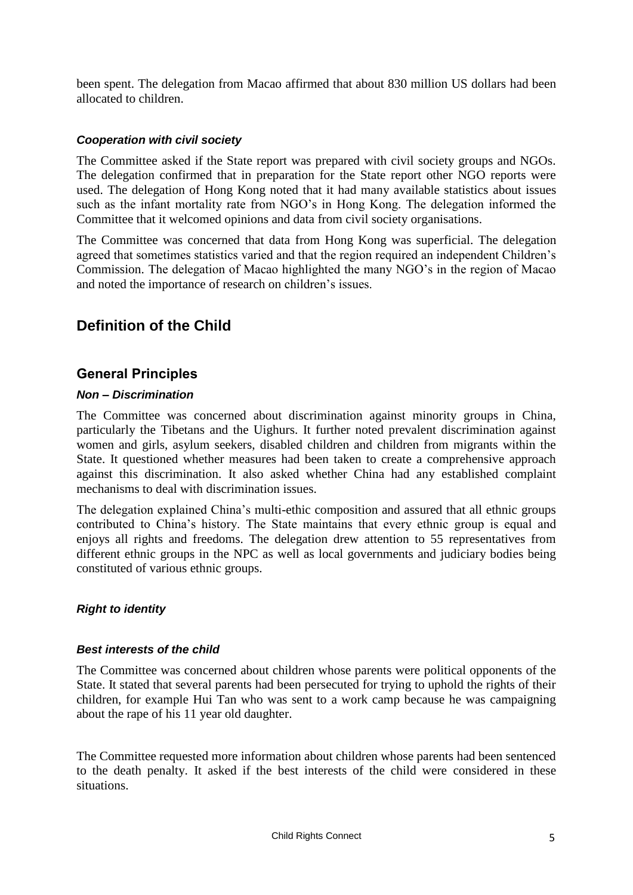been spent. The delegation from Macao affirmed that about 830 million US dollars had been allocated to children.

### *Cooperation with civil society*

The Committee asked if the State report was prepared with civil society groups and NGOs. The delegation confirmed that in preparation for the State report other NGO reports were used. The delegation of Hong Kong noted that it had many available statistics about issues such as the infant mortality rate from NGO's in Hong Kong. The delegation informed the Committee that it welcomed opinions and data from civil society organisations.

The Committee was concerned that data from Hong Kong was superficial. The delegation agreed that sometimes statistics varied and that the region required an independent Children's Commission. The delegation of Macao highlighted the many NGO's in the region of Macao and noted the importance of research on children's issues.

# Definition of the Child

## General Principles

### *Non – Discrimination*

The Committee was concerned about discrimination against minority groups in China, particularly the Tibetans and the Uighurs. It further noted prevalent discrimination against women and girls, asylum seekers, disabled children and children from migrants within the State. It questioned whether measures had been taken to create a comprehensive approach against this discrimination. It also asked whether China had any established complaint mechanisms to deal with discrimination issues.

The delegation explained China's multi-ethic composition and assured that all ethnic groups contributed to China's history. The State maintains that every ethnic group is equal and enjoys all rights and freedoms. The delegation drew attention to 55 representatives from different ethnic groups in the NPC as well as local governments and judiciary bodies being constituted of various ethnic groups.

### *Right to identity*

### *Best interests of the child*

The Committee was concerned about children whose parents were political opponents of the State. It stated that several parents had been persecuted for trying to uphold the rights of their children, for example Hui Tan who was sent to a work camp because he was campaigning about the rape of his 11 year old daughter.

The Committee requested more information about children whose parents had been sentenced to the death penalty. It asked if the best interests of the child were considered in these situations.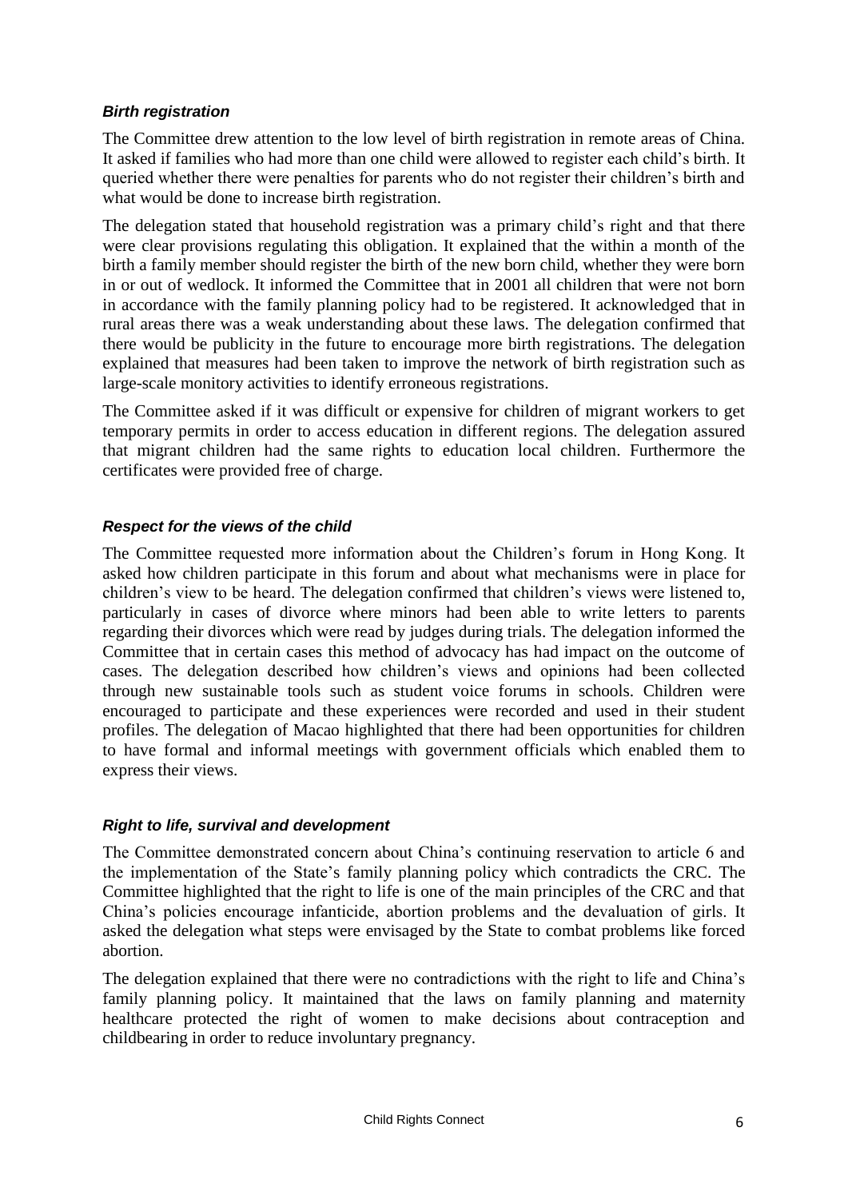### *Birth registration*

The Committee drew attention to the low level of birth registration in remote areas of China. It asked if families who had more than one child were allowed to register each child's birth. It queried whether there were penalties for parents who do not register their children's birth and what would be done to increase birth registration.

The delegation stated that household registration was a primary child's right and that there were clear provisions regulating this obligation. It explained that the within a month of the birth a family member should register the birth of the new born child, whether they were born in or out of wedlock. It informed the Committee that in 2001 all children that were not born in accordance with the family planning policy had to be registered. It acknowledged that in rural areas there was a weak understanding about these laws. The delegation confirmed that there would be publicity in the future to encourage more birth registrations. The delegation explained that measures had been taken to improve the network of birth registration such as large-scale monitory activities to identify erroneous registrations.

The Committee asked if it was difficult or expensive for children of migrant workers to get temporary permits in order to access education in different regions. The delegation assured that migrant children had the same rights to education local children. Furthermore the certificates were provided free of charge.

### *Respect for the views of the child*

The Committee requested more information about the Children's forum in Hong Kong. It asked how children participate in this forum and about what mechanisms were in place for children's view to be heard. The delegation confirmed that children's views were listened to, particularly in cases of divorce where minors had been able to write letters to parents regarding their divorces which were read by judges during trials. The delegation informed the Committee that in certain cases this method of advocacy has had impact on the outcome of cases. The delegation described how children's views and opinions had been collected through new sustainable tools such as student voice forums in schools. Children were encouraged to participate and these experiences were recorded and used in their student profiles. The delegation of Macao highlighted that there had been opportunities for children to have formal and informal meetings with government officials which enabled them to express their views.

### *Right to life, survival and development*

The Committee demonstrated concern about China's continuing reservation to article 6 and the implementation of the State's family planning policy which contradicts the CRC. The Committee highlighted that the right to life is one of the main principles of the CRC and that China's policies encourage infanticide, abortion problems and the devaluation of girls. It asked the delegation what steps were envisaged by the State to combat problems like forced abortion.

The delegation explained that there were no contradictions with the right to life and China's family planning policy. It maintained that the laws on family planning and maternity healthcare protected the right of women to make decisions about contraception and childbearing in order to reduce involuntary pregnancy.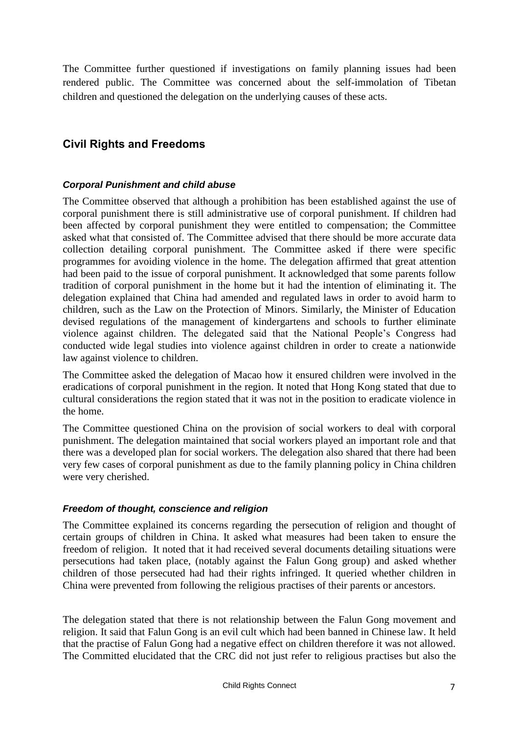The Committee further questioned if investigations on family planning issues had been rendered public. The Committee was concerned about the self-immolation of Tibetan children and questioned the delegation on the underlying causes of these acts.

## Civil Rights and Freedoms

### *Corporal Punishment and child abuse*

The Committee observed that although a prohibition has been established against the use of corporal punishment there is still administrative use of corporal punishment. If children had been affected by corporal punishment they were entitled to compensation; the Committee asked what that consisted of. The Committee advised that there should be more accurate data collection detailing corporal punishment. The Committee asked if there were specific programmes for avoiding violence in the home. The delegation affirmed that great attention had been paid to the issue of corporal punishment. It acknowledged that some parents follow tradition of corporal punishment in the home but it had the intention of eliminating it. The delegation explained that China had amended and regulated laws in order to avoid harm to children, such as the Law on the Protection of Minors. Similarly, the Minister of Education devised regulations of the management of kindergartens and schools to further eliminate violence against children. The delegated said that the National People's Congress had conducted wide legal studies into violence against children in order to create a nationwide law against violence to children.

The Committee asked the delegation of Macao how it ensured children were involved in the eradications of corporal punishment in the region. It noted that Hong Kong stated that due to cultural considerations the region stated that it was not in the position to eradicate violence in the home.

The Committee questioned China on the provision of social workers to deal with corporal punishment. The delegation maintained that social workers played an important role and that there was a developed plan for social workers. The delegation also shared that there had been very few cases of corporal punishment as due to the family planning policy in China children were very cherished.

### *Freedom of thought, conscience and religion*

The Committee explained its concerns regarding the persecution of religion and thought of certain groups of children in China. It asked what measures had been taken to ensure the freedom of religion. It noted that it had received several documents detailing situations were persecutions had taken place, (notably against the Falun Gong group) and asked whether children of those persecuted had had their rights infringed. It queried whether children in China were prevented from following the religious practises of their parents or ancestors.

The delegation stated that there is not relationship between the Falun Gong movement and religion. It said that Falun Gong is an evil cult which had been banned in Chinese law. It held that the practise of Falun Gong had a negative effect on children therefore it was not allowed. The Committed elucidated that the CRC did not just refer to religious practises but also the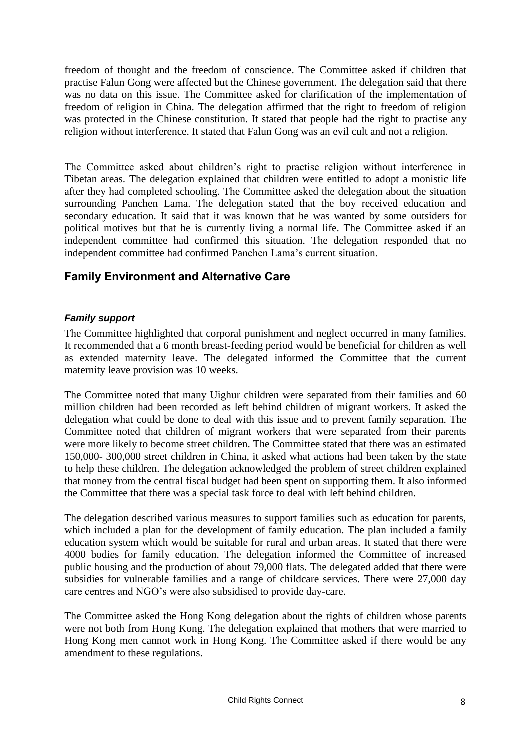freedom of thought and the freedom of conscience. The Committee asked if children that practise Falun Gong were affected but the Chinese government. The delegation said that there was no data on this issue. The Committee asked for clarification of the implementation of freedom of religion in China. The delegation affirmed that the right to freedom of religion was protected in the Chinese constitution. It stated that people had the right to practise any religion without interference. It stated that Falun Gong was an evil cult and not a religion.

The Committee asked about children's right to practise religion without interference in Tibetan areas. The delegation explained that children were entitled to adopt a monistic life after they had completed schooling. The Committee asked the delegation about the situation surrounding Panchen Lama. The delegation stated that the boy received education and secondary education. It said that it was known that he was wanted by some outsiders for political motives but that he is currently living a normal life. The Committee asked if an independent committee had confirmed this situation. The delegation responded that no independent committee had confirmed Panchen Lama's current situation.

## Family Environment and Alternative Care

### *Family support*

The Committee highlighted that corporal punishment and neglect occurred in many families. It recommended that a 6 month breast-feeding period would be beneficial for children as well as extended maternity leave. The delegated informed the Committee that the current maternity leave provision was 10 weeks.

The Committee noted that many Uighur children were separated from their families and 60 million children had been recorded as left behind children of migrant workers. It asked the delegation what could be done to deal with this issue and to prevent family separation. The Committee noted that children of migrant workers that were separated from their parents were more likely to become street children. The Committee stated that there was an estimated 150,000- 300,000 street children in China, it asked what actions had been taken by the state to help these children. The delegation acknowledged the problem of street children explained that money from the central fiscal budget had been spent on supporting them. It also informed the Committee that there was a special task force to deal with left behind children.

The delegation described various measures to support families such as education for parents, which included a plan for the development of family education. The plan included a family education system which would be suitable for rural and urban areas. It stated that there were 4000 bodies for family education. The delegation informed the Committee of increased public housing and the production of about 79,000 flats. The delegated added that there were subsidies for vulnerable families and a range of childcare services. There were 27,000 day care centres and NGO's were also subsidised to provide day-care.

The Committee asked the Hong Kong delegation about the rights of children whose parents were not both from Hong Kong. The delegation explained that mothers that were married to Hong Kong men cannot work in Hong Kong. The Committee asked if there would be any amendment to these regulations.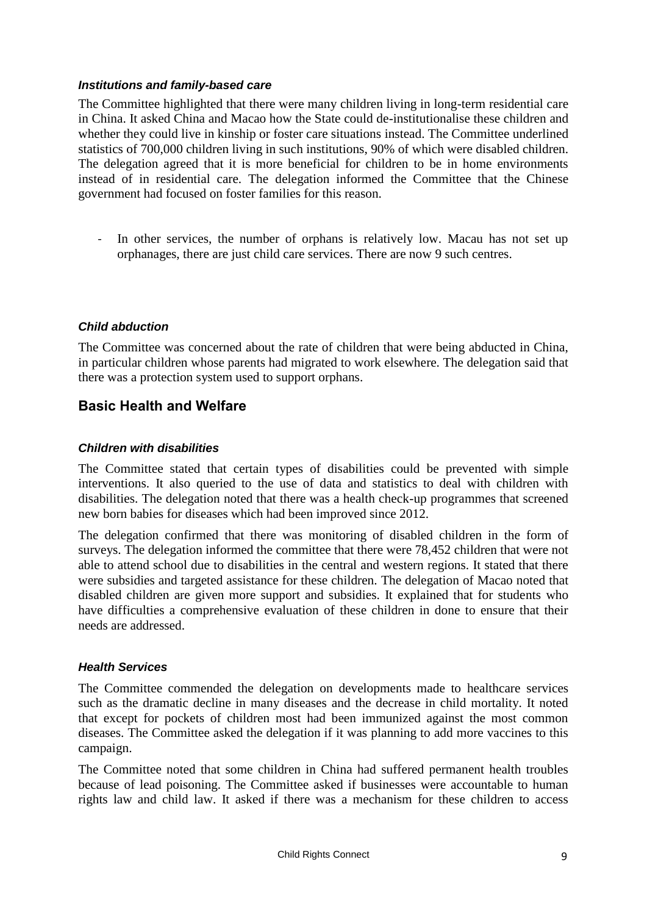### *Institutions and family-based care*

The Committee highlighted that there were many children living in long-term residential care in China. It asked China and Macao how the State could de-institutionalise these children and whether they could live in kinship or foster care situations instead. The Committee underlined statistics of 700,000 children living in such institutions, 90% of which were disabled children. The delegation agreed that it is more beneficial for children to be in home environments instead of in residential care. The delegation informed the Committee that the Chinese government had focused on foster families for this reason.

- In other services, the number of orphans is relatively low. Macau has not set up orphanages, there are just child care services. There are now 9 such centres.

### *Child abduction*

The Committee was concerned about the rate of children that were being abducted in China, in particular children whose parents had migrated to work elsewhere. The delegation said that there was a protection system used to support orphans.

## Basic Health and Welfare

### *Children with disabilities*

The Committee stated that certain types of disabilities could be prevented with simple interventions. It also queried to the use of data and statistics to deal with children with disabilities. The delegation noted that there was a health check-up programmes that screened new born babies for diseases which had been improved since 2012.

The delegation confirmed that there was monitoring of disabled children in the form of surveys. The delegation informed the committee that there were 78,452 children that were not able to attend school due to disabilities in the central and western regions. It stated that there were subsidies and targeted assistance for these children. The delegation of Macao noted that disabled children are given more support and subsidies. It explained that for students who have difficulties a comprehensive evaluation of these children in done to ensure that their needs are addressed.

### *Health Services*

The Committee commended the delegation on developments made to healthcare services such as the dramatic decline in many diseases and the decrease in child mortality. It noted that except for pockets of children most had been immunized against the most common diseases. The Committee asked the delegation if it was planning to add more vaccines to this campaign.

The Committee noted that some children in China had suffered permanent health troubles because of lead poisoning. The Committee asked if businesses were accountable to human rights law and child law. It asked if there was a mechanism for these children to access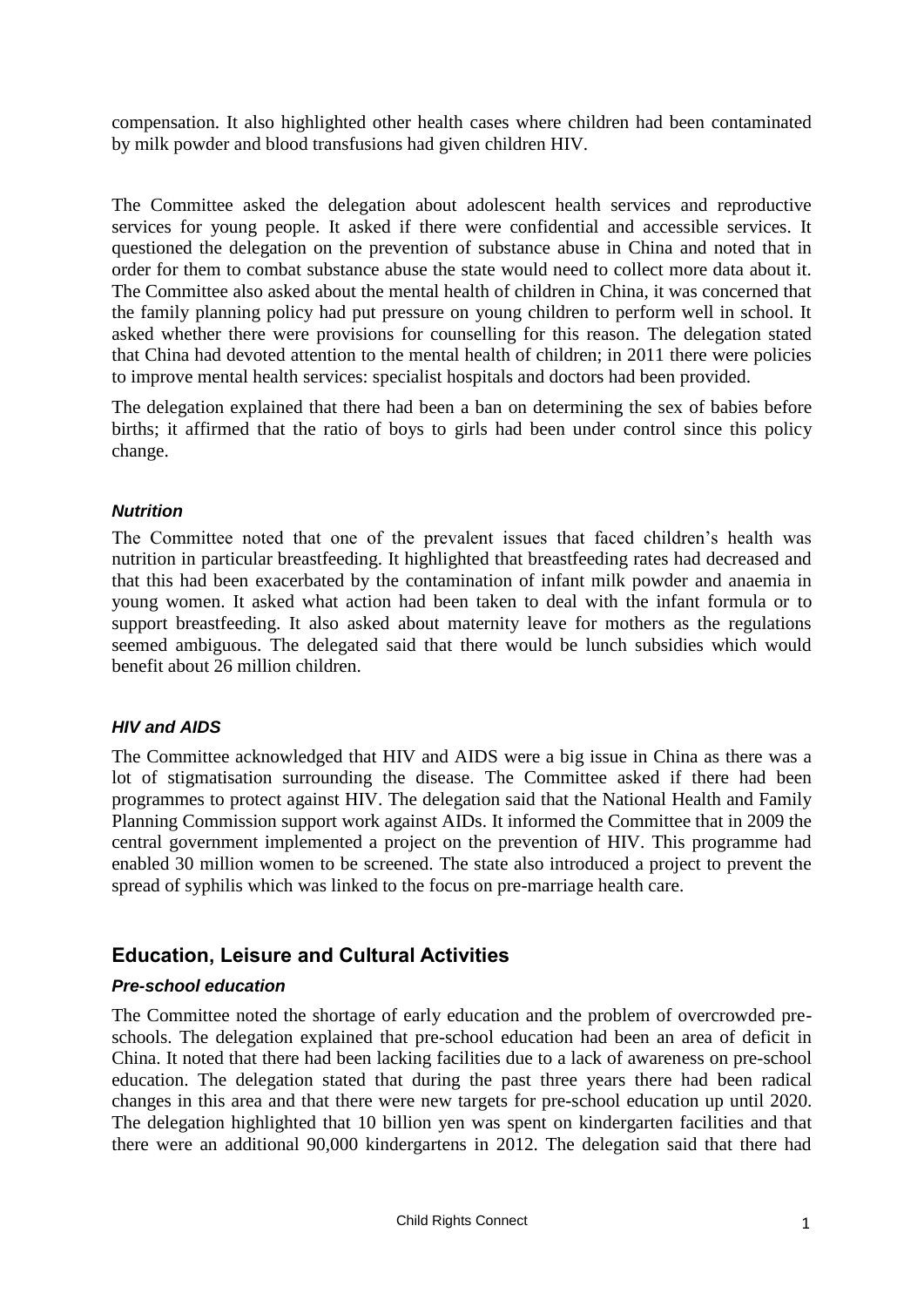compensation. It also highlighted other health cases where children had been contaminated by milk powder and blood transfusions had given children HIV.

The Committee asked the delegation about adolescent health services and reproductive services for young people. It asked if there were confidential and accessible services. It questioned the delegation on the prevention of substance abuse in China and noted that in order for them to combat substance abuse the state would need to collect more data about it. The Committee also asked about the mental health of children in China, it was concerned that the family planning policy had put pressure on young children to perform well in school. It asked whether there were provisions for counselling for this reason. The delegation stated that China had devoted attention to the mental health of children; in 2011 there were policies to improve mental health services: specialist hospitals and doctors had been provided.

The delegation explained that there had been a ban on determining the sex of babies before births; it affirmed that the ratio of boys to girls had been under control since this policy change.

### *Nutrition*

The Committee noted that one of the prevalent issues that faced children's health was nutrition in particular breastfeeding. It highlighted that breastfeeding rates had decreased and that this had been exacerbated by the contamination of infant milk powder and anaemia in young women. It asked what action had been taken to deal with the infant formula or to support breastfeeding. It also asked about maternity leave for mothers as the regulations seemed ambiguous. The delegated said that there would be lunch subsidies which would benefit about 26 million children.

### *HIV and AIDS*

The Committee acknowledged that HIV and AIDS were a big issue in China as there was a lot of stigmatisation surrounding the disease. The Committee asked if there had been programmes to protect against HIV. The delegation said that the National Health and Family Planning Commission support work against AIDs. It informed the Committee that in 2009 the central government implemented a project on the prevention of HIV. This programme had enabled 30 million women to be screened. The state also introduced a project to prevent the spread of syphilis which was linked to the focus on pre-marriage health care.

## Education, Leisure and Cultural Activities

### *Pre-school education*

The Committee noted the shortage of early education and the problem of overcrowded pre-schools. The delegation explained that pre-school education had been an area of deficit in China. It noted that there had been lacking facilities due to a lack of awareness on pre-school education. The delegation stated that during the past three years there had been radical changes in this area and that there were new targets for pre-school education up until 2020. The delegation highlighted that 10 billion yen was spent on kindergarten facilities and that there were an additional 90,000 kindergartens in 2012. The delegation said that there had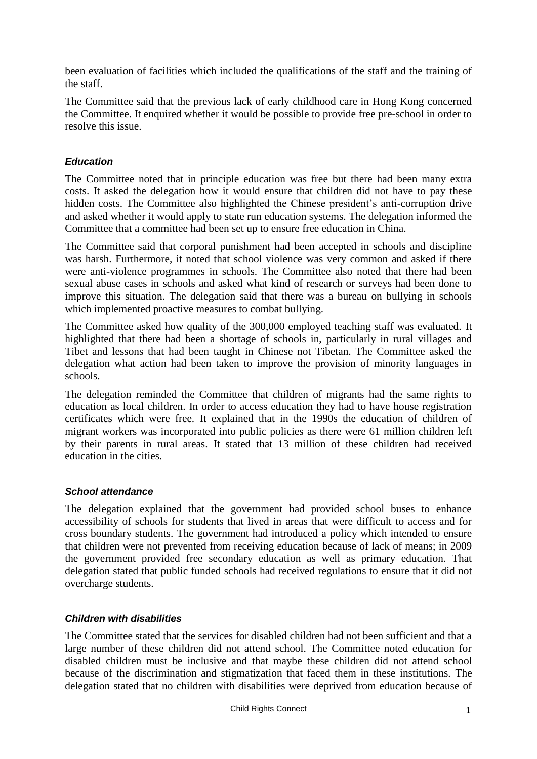been evaluation of facilities which included the qualifications of the staff and the training of the staff.

The Committee said that the previous lack of early childhood care in Hong Kong concerned the Committee. It enquired whether it would be possible to provide free pre-school in order to resolve this issue.

### *Education*

The Committee noted that in principle education was free but there had been many extra costs. It asked the delegation how it would ensure that children did not have to pay these hidden costs. The Committee also highlighted the Chinese president's anti-corruption drive and asked whether it would apply to state run education systems. The delegation informed the Committee that a committee had been set up to ensure free education in China.

The Committee said that corporal punishment had been accepted in schools and discipline was harsh. Furthermore, it noted that school violence was very common and asked if there were anti-violence programmes in schools. The Committee also noted that there had been sexual abuse cases in schools and asked what kind of research or surveys had been done to improve this situation. The delegation said that there was a bureau on bullying in schools which implemented proactive measures to combat bullying.

The Committee asked how quality of the 300,000 employed teaching staff was evaluated. It highlighted that there had been a shortage of schools in, particularly in rural villages and Tibet and lessons that had been taught in Chinese not Tibetan. The Committee asked the delegation what action had been taken to improve the provision of minority languages in schools.

The delegation reminded the Committee that children of migrants had the same rights to education as local children. In order to access education they had to have house registration certificates which were free. It explained that in the 1990s the education of children of migrant workers was incorporated into public policies as there were 61 million children left by their parents in rural areas. It stated that 13 million of these children had received education in the cities.

### *School attendance*

The delegation explained that the government had provided school buses to enhance accessibility of schools for students that lived in areas that were difficult to access and for cross boundary students. The government had introduced a policy which intended to ensure that children were not prevented from receiving education because of lack of means; in 2009 the government provided free secondary education as well as primary education. That delegation stated that public funded schools had received regulations to ensure that it did not overcharge students.

### *Children with disabilities*

The Committee stated that the services for disabled children had not been sufficient and that a large number of these children did not attend school. The Committee noted education for disabled children must be inclusive and that maybe these children did not attend school because of the discrimination and stigmatization that faced them in these institutions. The delegation stated that no children with disabilities were deprived from education because of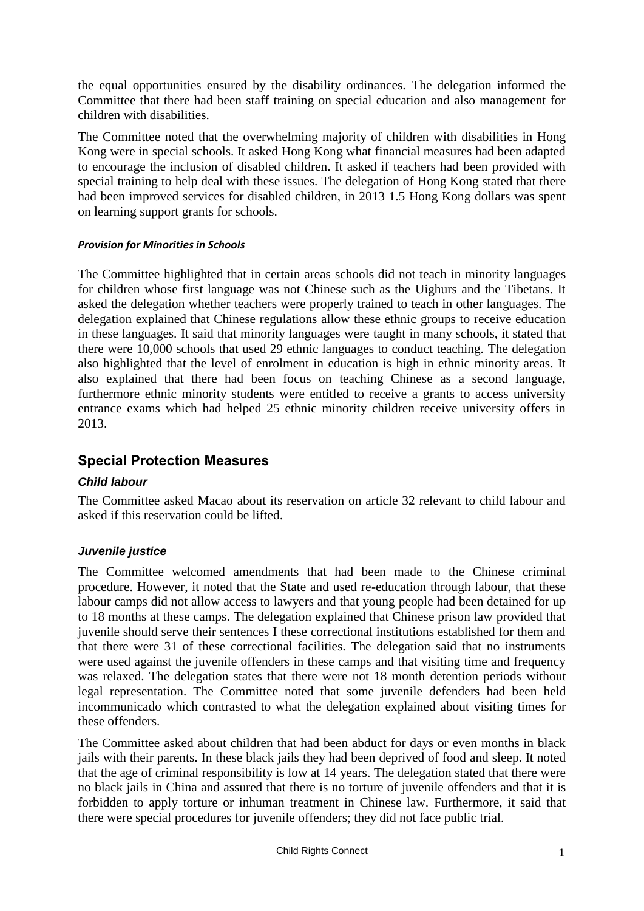the equal opportunities ensured by the disability ordinances. The delegation informed the Committee that there had been staff training on special education and also management for children with disabilities.

The Committee noted that the overwhelming majority of children with disabilities in Hong Kong were in special schools. It asked Hong Kong what financial measures had been adapted to encourage the inclusion of disabled children. It asked if teachers had been provided with special training to help deal with these issues. The delegation of Hong Kong stated that there had been improved services for disabled children, in 2013 1.5 Hong Kong dollars was spent on learning support grants for schools.

#### *Provision for Minorities in Schools*

The Committee highlighted that in certain areas schools did not teach in minority languages for children whose first language was not Chinese such as the Uighurs and the Tibetans. It asked the delegation whether teachers were properly trained to teach in other languages. The delegation explained that Chinese regulations allow these ethnic groups to receive education in these languages. It said that minority languages were taught in many schools, it stated that there were 10,000 schools that used 29 ethnic languages to conduct teaching. The delegation also highlighted that the level of enrolment in education is high in ethnic minority areas. It also explained that there had been focus on teaching Chinese as a second language, furthermore ethnic minority students were entitled to receive a grants to access university entrance exams which had helped 25 ethnic minority children receive university offers in 2013.

## Special Protection Measures

### *Child labour*

The Committee asked Macao about its reservation on article 32 relevant to child labour and asked if this reservation could be lifted.

### *Juvenile justice*

The Committee welcomed amendments that had been made to the Chinese criminal procedure. However, it noted that the State and used re-education through labour, that these labour camps did not allow access to lawyers and that young people had been detained for up to 18 months at these camps. The delegation explained that Chinese prison law provided that juvenile should serve their sentences I these correctional institutions established for them and that there were 31 of these correctional facilities. The delegation said that no instruments were used against the juvenile offenders in these camps and that visiting time and frequency was relaxed. The delegation states that there were not 18 month detention periods without legal representation. The Committee noted that some juvenile defenders had been held incommunicado which contrasted to what the delegation explained about visiting times for these offenders.

The Committee asked about children that had been abduct for days or even months in black jails with their parents. In these black jails they had been deprived of food and sleep. It noted that the age of criminal responsibility is low at 14 years. The delegation stated that there were no black jails in China and assured that there is no torture of juvenile offenders and that it is forbidden to apply torture or inhuman treatment in Chinese law. Furthermore, it said that there were special procedures for juvenile offenders; they did not face public trial.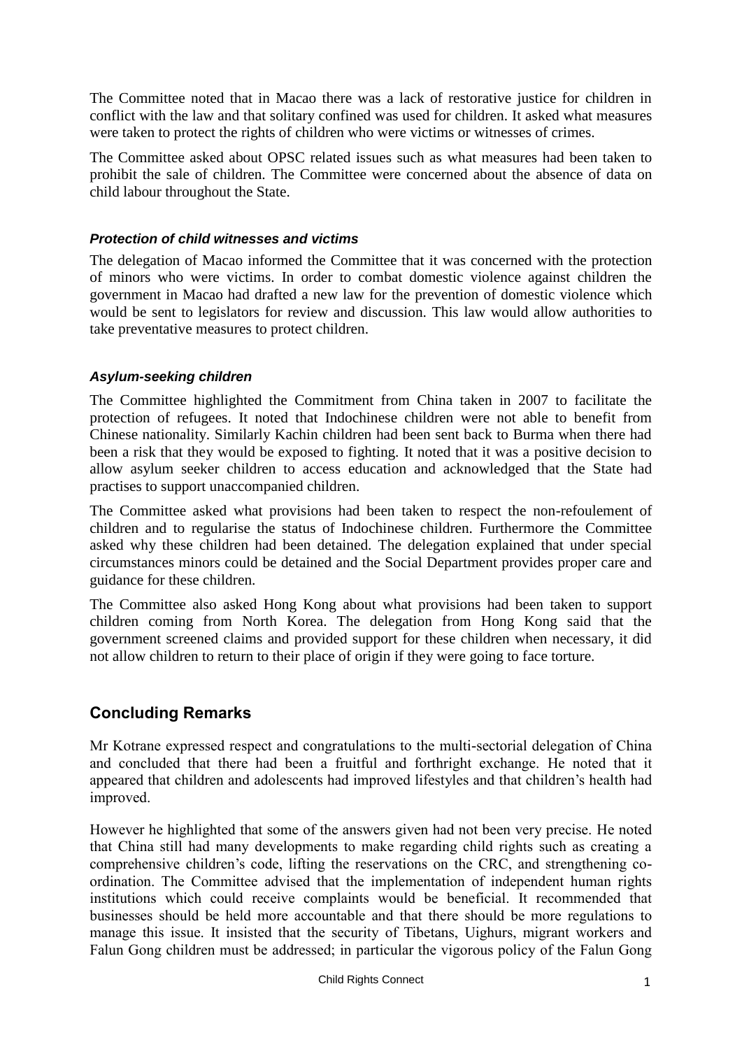The Committee noted that in Macao there was a lack of restorative justice for children in conflict with the law and that solitary confined was used for children. It asked what measures were taken to protect the rights of children who were victims or witnesses of crimes.

The Committee asked about OPSC related issues such as what measures had been taken to prohibit the sale of children. The Committee were concerned about the absence of data on child labour throughout the State.

#### *Protection of child witnesses and victims*

The delegation of Macao informed the Committee that it was concerned with the protection of minors who were victims. In order to combat domestic violence against children the government in Macao had drafted a new law for the prevention of domestic violence which would be sent to legislators for review and discussion. This law would allow authorities to take preventative measures to protect children.

#### *Asylum-seeking children*

The Committee highlighted the Commitment from China taken in 2007 to facilitate the protection of refugees. It noted that Indochinese children were not able to benefit from Chinese nationality. Similarly Kachin children had been sent back to Burma when there had been a risk that they would be exposed to fighting. It noted that it was a positive decision to allow asylum seeker children to access education and acknowledged that the State had practises to support unaccompanied children.

The Committee asked what provisions had been taken to respect the non-refoulement of children and to regularise the status of Indochinese children. Furthermore the Committee asked why these children had been detained. The delegation explained that under special circumstances minors could be detained and the Social Department provides proper care and guidance for these children.

The Committee also asked Hong Kong about what provisions had been taken to support children coming from North Korea. The delegation from Hong Kong said that the government screened claims and provided support for these children when necessary, it did not allow children to return to their place of origin if they were going to face torture.

## Concluding Remarks

Mr Kotrane expressed respect and congratulations to the multi-sectorial delegation of China and concluded that there had been a fruitful and forthright exchange. He noted that it appeared that children and adolescents had improved lifestyles and that children's health had improved.

However he highlighted that some of the answers given had not been very precise. He noted that China still had many developments to make regarding child rights such as creating a comprehensive children's code, lifting the reservations on the CRC, and strengthening co-ordination. The Committee advised that the implementation of independent human rights institutions which could receive complaints would be beneficial. It recommended that businesses should be held more accountable and that there should be more regulations to manage this issue. It insisted that the security of Tibetans, Uighurs, migrant workers and Falun Gong children must be addressed; in particular the vigorous policy of the Falun Gong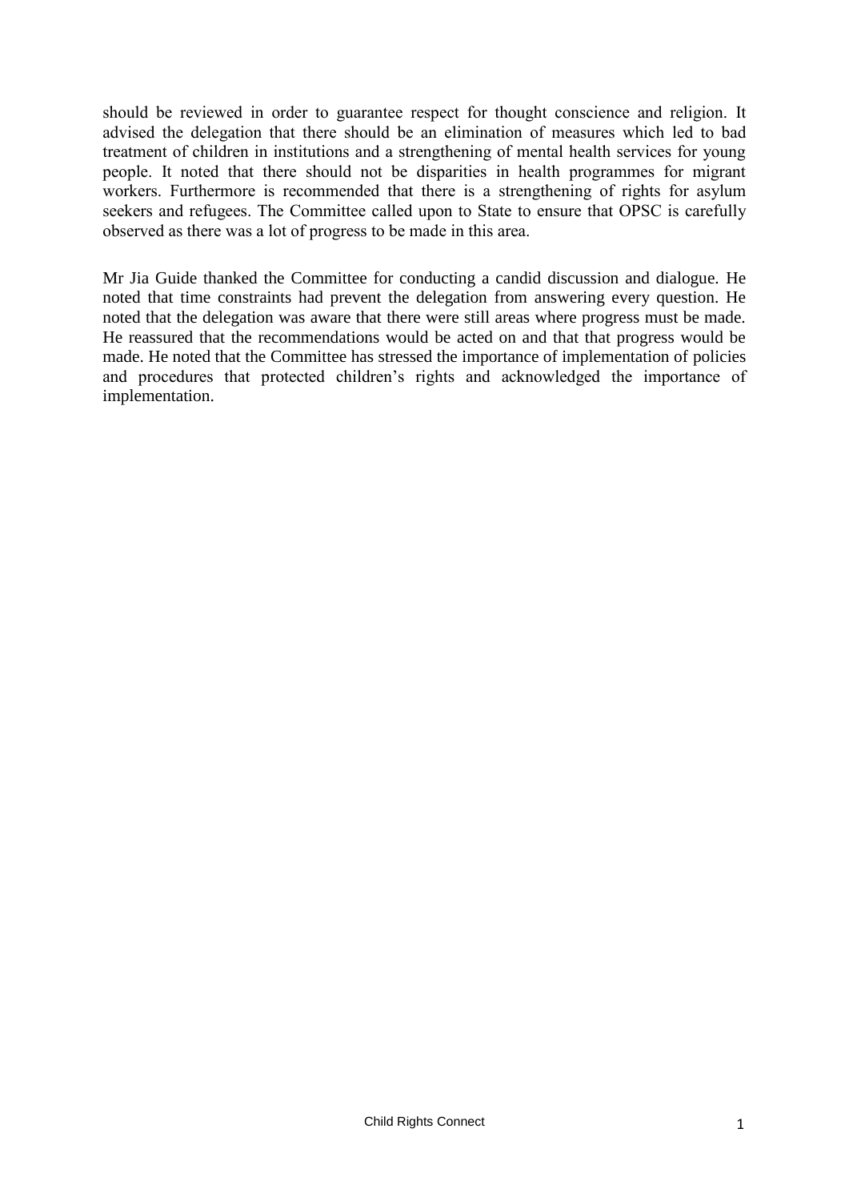should be reviewed in order to guarantee respect for thought conscience and religion. It advised the delegation that there should be an elimination of measures which led to bad treatment of children in institutions and a strengthening of mental health services for young people. It noted that there should not be disparities in health programmes for migrant workers. Furthermore is recommended that there is a strengthening of rights for asylum seekers and refugees. The Committee called upon to State to ensure that OPSC is carefully observed as there was a lot of progress to be made in this area.

Mr Jia Guide thanked the Committee for conducting a candid discussion and dialogue. He noted that time constraints had prevent the delegation from answering every question. He noted that the delegation was aware that there were still areas where progress must be made. He reassured that the recommendations would be acted on and that that progress would be made. He noted that the Committee has stressed the importance of implementation of policies and procedures that protected children's rights and acknowledged the importance of implementation.